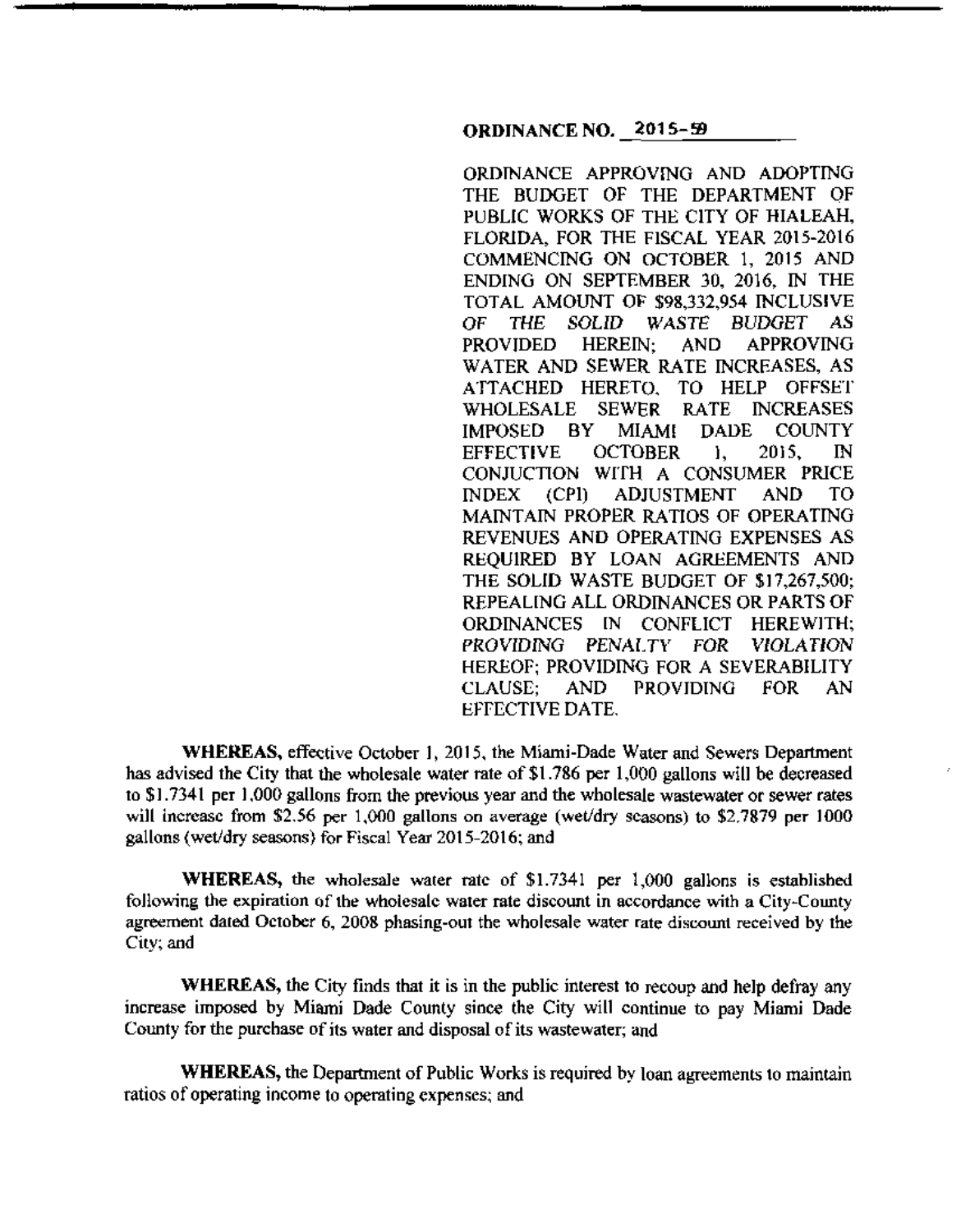## ORDINANCE NO. 2015-59

ORDINANCE APPROVING AND ADOPTING THE BUDGET OF THE DEPARTMENT OF PUBLIC WORKS OF THE CITY OF HIALEAH, FLORIDA, FOR THE FISCAL YEAR 2015-2016 COMMENCING ON OCTOBER 1, 2015 AND ENDING ON SEPTEMBER 30, 2016, IN THE TOTAL AMOUNT OF $98,332,954 INCLUSIVE *OF THE SOLID WASTE BUDGET* AS PROVIDED HEREIN; AND APPROVING WATER AND SEWER RATE INCREASES, AS ATTACHED HERETO, TO HELP OFFSET WHOLESALE SEWER RATE INCREASES IMPOSED BY MIAMI DADE COUNTY EFFECTIVE OCTOBER 1, 2015, IN CONJUCTION WITH A CONSUMER PRICE INDEX (CPI) ADJUSTMENT AND TO MAINTAIN PROPER RATIOS OF OPERATING REVENUES AND OPERATING EXPENSES AS REQUIRED BY LOAN AGREEMENTS AND THE SOLID WASTE BUDGET OF $17,267,500; REPEALING ALL ORDINANCES OR PARTS OF ORDINANCES IN CONFLICT HEREWITH; *PROVIDING PENALTY FOR VIOLATION* HEREOF; PROVIDING FOR A SEVERABILITY CLAUSE; AND PROVIDING FOR AN EFFECTIVE DATE.

**WHEREAS,** effective October 1, 2015, the Miami-Dade Water and Sewers Department has advised the City that the wholesale water rate of $1.786 per 1,000 gallons will be decreased to $1.7341 per 1,000 gallons from the previous year and the wholesale wastewater or sewer rates will increase from $2.56 per 1,000 gallons on average (wet/dry seasons) to $2.7879 per 1000 gallons (wet/dry seasons) for Fiscal Year 2015-2016; and

**WHEREAS,** the wholesale water rate of $1.7341 per 1,000 gallons is established following the expiration of the wholesale water rate discount in accordance with a City-County agreement dated October 6, 2008 phasing-out the wholesale water rate discount received by the City; and

**WHEREAS,** the City finds that it is in the public interest to recoup and help defray any increase imposed by Miami Dade County since the City will continue to pay Miami Dade County for the purchase of its water and disposal of its wastewater; and

**WHEREAS,** the Department of Public Works is required by loan agreements to maintain ratios of operating income to operating expenses; and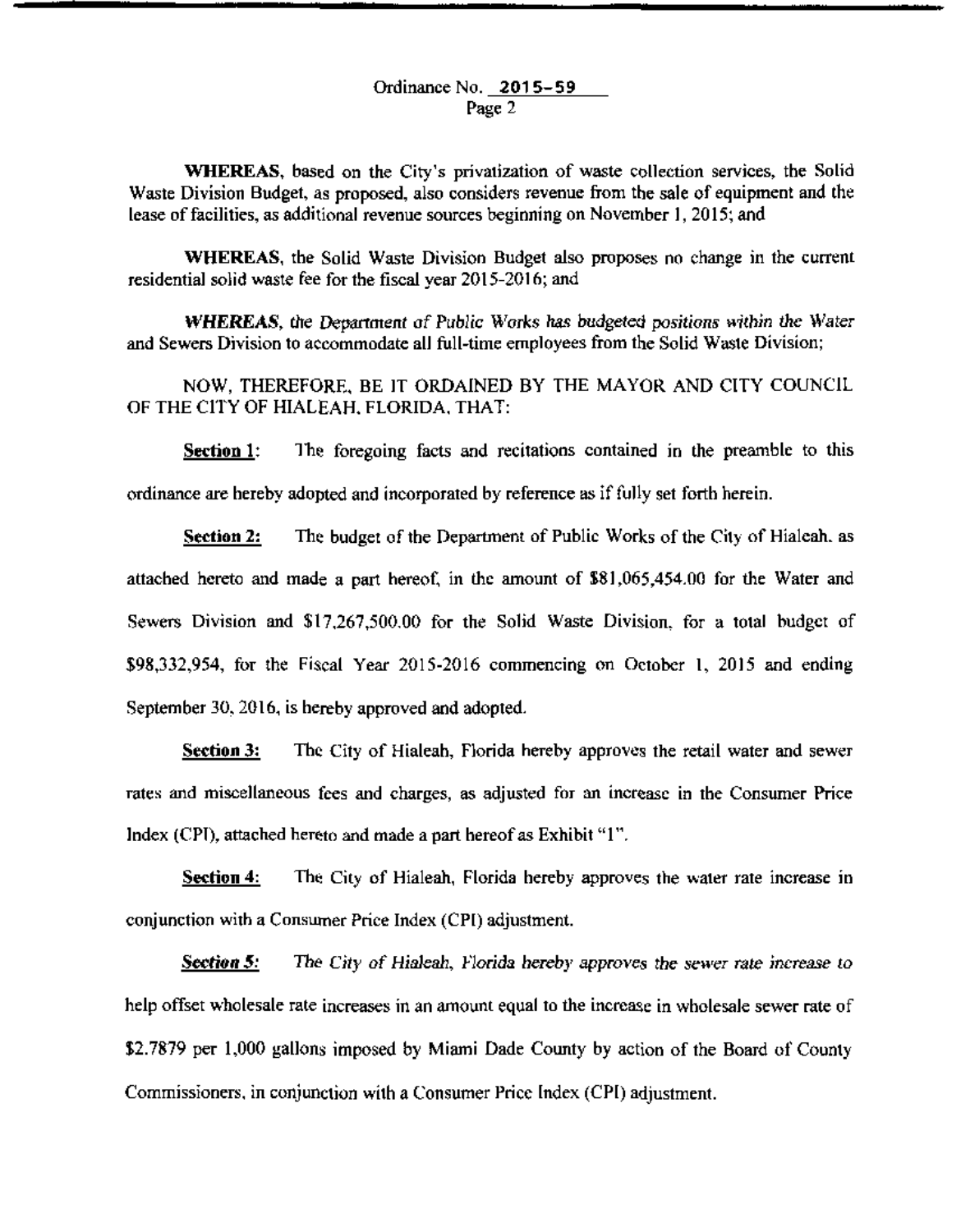**WHEREAS**, based on the City's privatization of waste collection services, the Solid Waste Division Budget, as proposed, also considers revenue from the sale of equipment and the lease of facilities, as additional revenue sources beginning on November 1, 2015; and

**WHEREAS**, the Solid Waste Division Budget also proposes no change in the current residential solid waste fee for the fiscal year 2015-2016; and

***WHEREAS**, the Department of Public Works has budgeted positions within the Water* and Sewers Division to accommodate all full-time employees from the Solid Waste Division;

NOW, THEREFORE, BE IT ORDAINED BY THE MAYOR AND CITY COUNCIL OF THE CITY OF HIALEAH, FLORIDA, THAT:

**Section 1:** The foregoing facts and recitations contained in the preamble to this ordinance are hereby adopted and incorporated by reference as if fully set forth herein.

**Section 2:** The budget of the Department of Public Works of the City of Hialeah, as attached hereto and made a part hereof, in the amount of $81,065,454.00 for the Water and Sewers Division and $17,267,500.00 for the Solid Waste Division, for a total budget of $98,332,954, for the Fiscal Year 2015-2016 commencing on October 1, 2015 and ending September 30, 2016, is hereby approved and adopted.

**Section 3:** The City of Hialeah, Florida hereby approves the retail water and sewer rates and miscellaneous fees and charges, as adjusted for an increase in the Consumer Price Index (CPI), attached hereto and made a part hereof as Exhibit "1".

**Section 4:** The City of Hialeah, Florida hereby approves the water rate increase in conjunction with a Consumer Price Index (CPI) adjustment.

***Section 5:** The City of Hialeah, Florida hereby approves the sewer rate increase to* help offset wholesale rate increases in an amount equal to the increase in wholesale sewer rate of $2.7879 per 1,000 gallons imposed by Miami Dade County by action of the Board of County Commissioners, in conjunction with a Consumer Price Index (CPI) adjustment.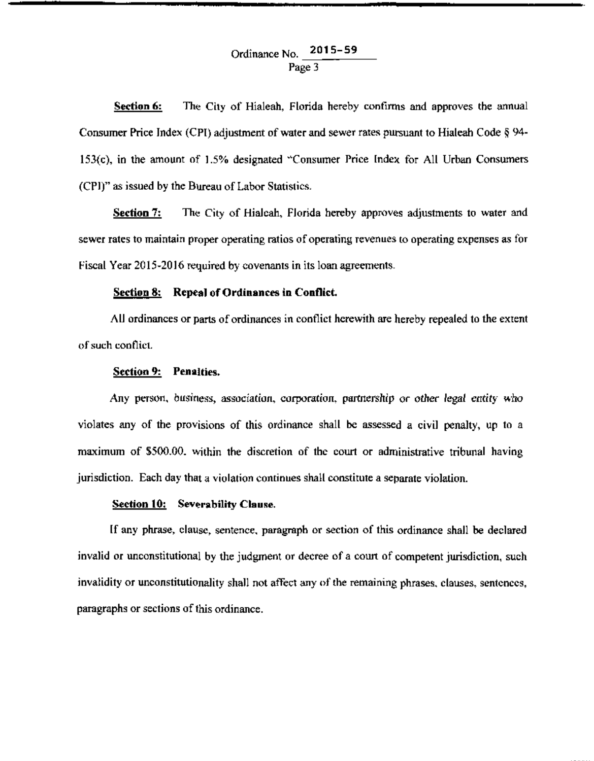**Section 6:** The City of Hialeah, Florida hereby confirms and approves the annual Consumer Price Index (CPI) adjustment of water and sewer rates pursuant to Hialeah Code § 94-153(c), in the amount of 1.5% designated "Consumer Price Index for All Urban Consumers (CPI)" as issued by the Bureau of Labor Statistics.

**Section 7:** The City of Hialeah, Florida hereby approves adjustments to water and sewer rates to maintain proper operating ratios of operating revenues to operating expenses as for Fiscal Year 2015-2016 required by covenants in its loan agreements.

**Section 8: Repeal of Ordinances in Conflict.**

All ordinances or parts of ordinances in conflict herewith are hereby repealed to the extent of such conflict.

**Section 9: Penalties.**

Any person, business, association, corporation, partnership or other legal entity who violates any of the provisions of this ordinance shall be assessed a civil penalty, up to a maximum of $500.00. within the discretion of the court or administrative tribunal having jurisdiction. Each day that a violation continues shall constitute a separate violation.

**Section 10: Severability Clause.**

If any phrase, clause, sentence, paragraph or section of this ordinance shall be declared invalid or unconstitutional by the judgment or decree of a court of competent jurisdiction, such invalidity or unconstitutionality shall not affect any of the remaining phrases, clauses, sentences, paragraphs or sections of this ordinance.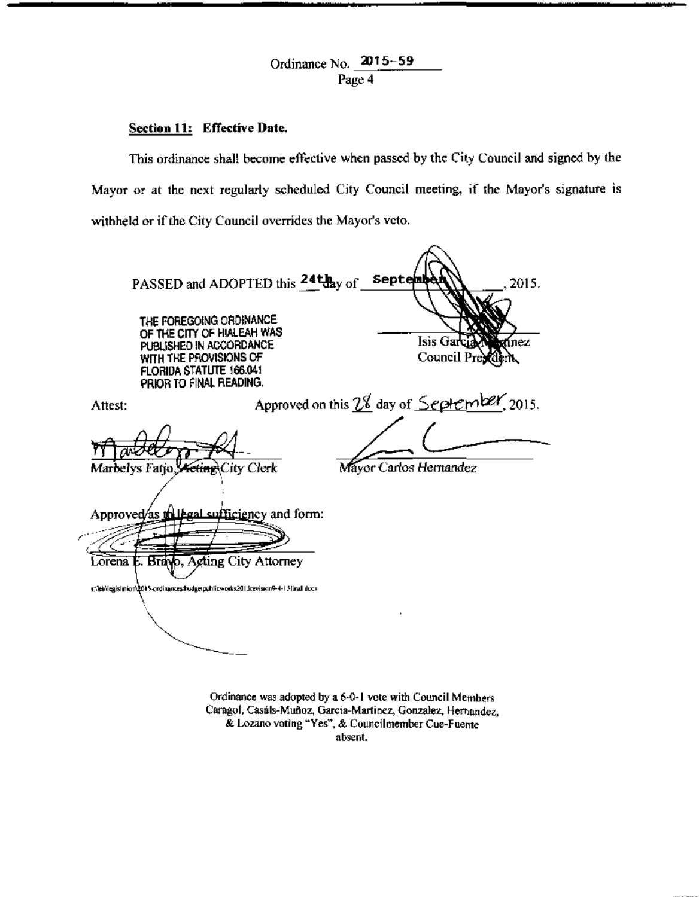Ordinance No. 2015-59
Page 4

**Section 11: Effective Date.**

This ordinance shall become effective when passed by the City Council and signed by the Mayor or at the next regularly scheduled City Council meeting, if the Mayor's signature is withheld or if the City Council overrides the Mayor's veto.

PASSED and ADOPTED this 24th day of September, 2015.

THE FOREGOING ORDINANCE OF THE CITY OF HIALEAH WAS PUBLISHED IN ACCORDANCE WITH THE PROVISIONS OF FLORIDA STATUTE 166.041 PRIOR TO FINAL READING.

Isis Garcia-Martinez
Council President

Attest:

Approved on this 28 day of September, 2015.

Marbelys Fatjo, ~~Acting~~ City Clerk

Mayor Carlos Hernandez

Approved as to legal sufficiency and form:

Lorena E. Bravo, Acting City Attorney

s:\leb\legislation\2015-ordinances\budgetpublicworks2015revision9-4-15final.docx

Ordinance was adopted by a 6-0-1 vote with Council Members Caragol, Casáls-Muñoz, Garcia-Martinez, Gonzalez, Hernandez, & Lozano voting "Yes", & Councilmember Cue-Fuente absent.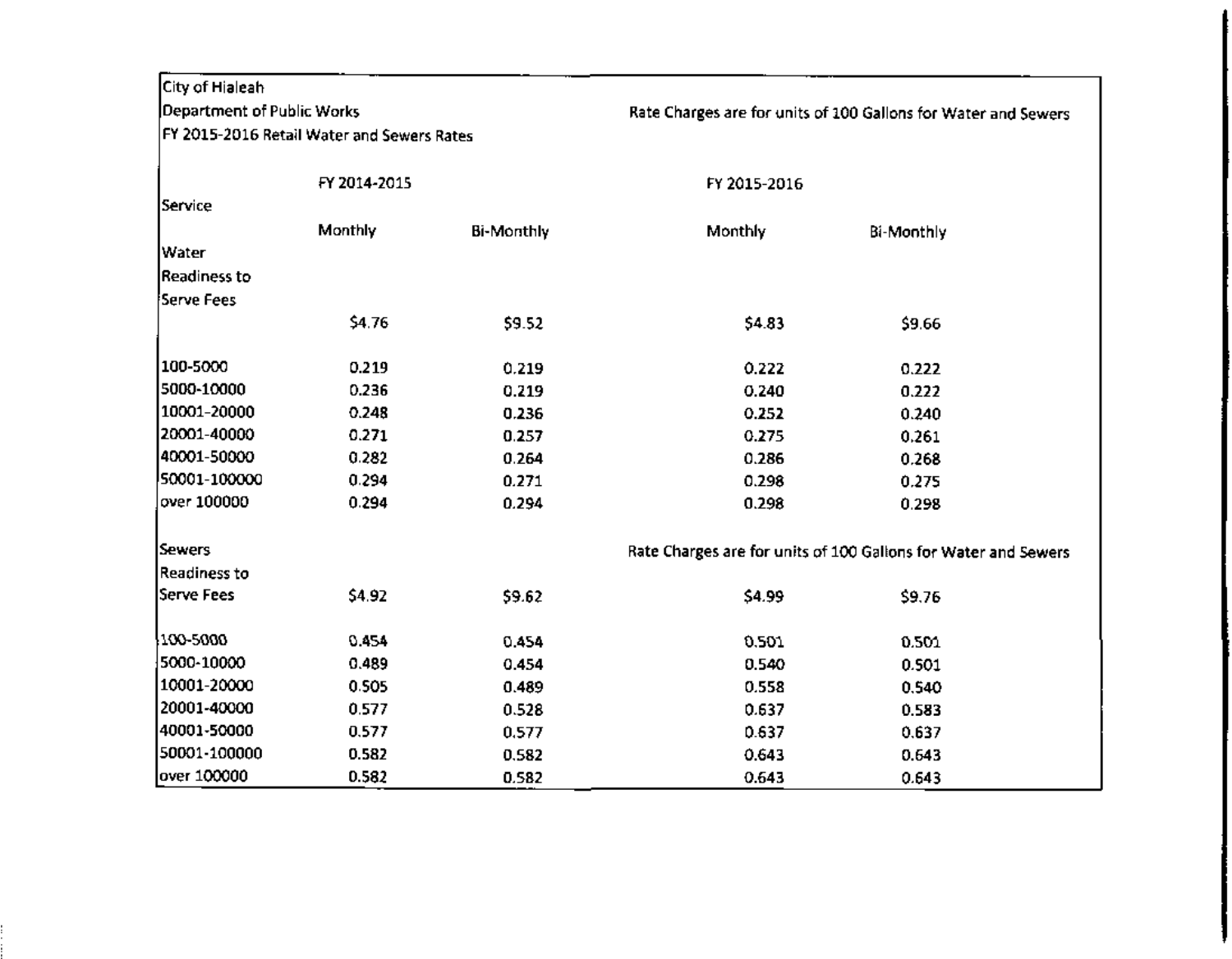City of Hialeah
Department of Public Works
FY 2015-2016 Retail Water and Sewers Rates

Rate Charges are for units of 100 Gallons for Water and Sewers

| Service | FY 2014-2015 | | FY 2015-2016 | |
|---|---|---|---|---|
| | Monthly | Bi-Monthly | Monthly | Bi-Monthly |
| Water Readiness to Serve Fees | $4.76 | $9.52 | $4.83 | $9.66 |
| 100-5000 | 0.219 | 0.219 | 0.222 | 0.222 |
| 5000-10000 | 0.236 | 0.219 | 0.240 | 0.222 |
| 10001-20000 | 0.248 | 0.236 | 0.252 | 0.240 |
| 20001-40000 | 0.271 | 0.257 | 0.275 | 0.261 |
| 40001-50000 | 0.282 | 0.264 | 0.286 | 0.268 |
| 50001-100000 | 0.294 | 0.271 | 0.298 | 0.275 |
| over 100000 | 0.294 | 0.294 | 0.298 | 0.298 |

Rate Charges are for units of 100 Gallons for Water and Sewers

| Service | FY 2014-2015 Monthly | FY 2014-2015 Bi-Monthly | FY 2015-2016 Monthly | FY 2015-2016 Bi-Monthly |
|---|---|---|---|---|
| Sewers Readiness to Serve Fees | $4.92 | $9.62 | $4.99 | $9.76 |
| 100-5000 | 0.454 | 0.454 | 0.501 | 0.501 |
| 5000-10000 | 0.489 | 0.454 | 0.540 | 0.501 |
| 10001-20000 | 0.505 | 0.489 | 0.558 | 0.540 |
| 20001-40000 | 0.577 | 0.528 | 0.637 | 0.583 |
| 40001-50000 | 0.577 | 0.577 | 0.637 | 0.637 |
| 50001-100000 | 0.582 | 0.582 | 0.643 | 0.643 |
| over 100000 | 0.582 | 0.582 | 0.643 | 0.643 |